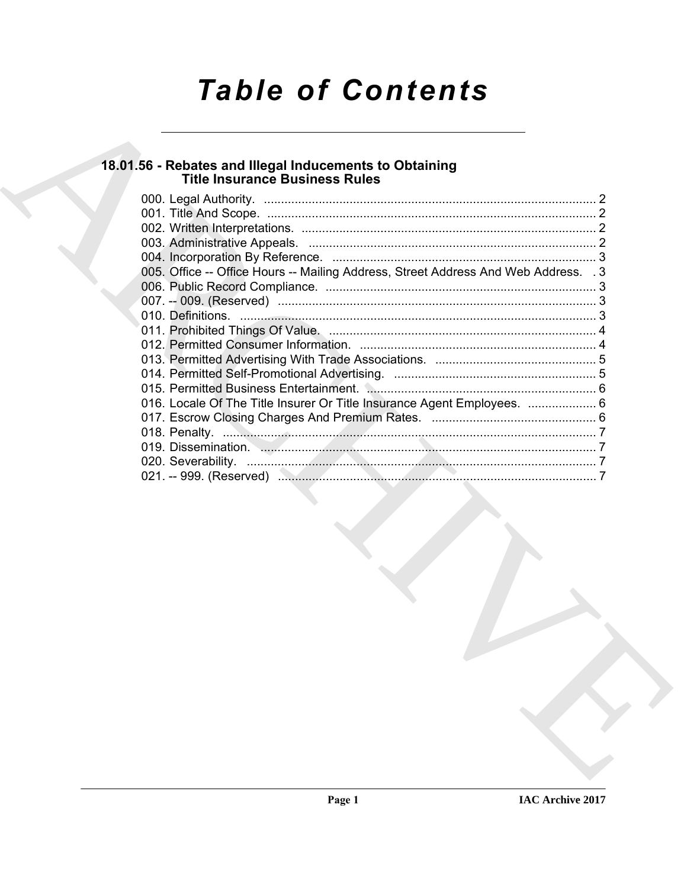# Table of Contents

## 18.01.56 - Rebates and Illegal Inducements to Obtaining Title Insurance Business Rules

000. Legal Authority. ................................................................................................ 2
001. Title And Scope. ................................................................................................ 2
002. Written Interpretations. ...................................................................................... 2
003. Administrative Appeals. .................................................................................... 2
004. Incorporation By Reference. ............................................................................. 3
005. Office -- Office Hours -- Mailing Address, Street Address And Web Address. . 3
006. Public Record Compliance. ................................................................................ 3
007. -- 009. (Reserved) ............................................................................................. 3
010. Definitions. ........................................................................................................ 3
011. Prohibited Things Of Value. .............................................................................. 4
012. Permitted Consumer Information. ..................................................................... 4
013. Permitted Advertising With Trade Associations. ............................................... 5
014. Permitted Self-Promotional Advertising. ........................................................... 5
015. Permitted Business Entertainment. ................................................................... 6
016. Locale Of The Title Insurer Or Title Insurance Agent Employees. .................... 6
017. Escrow Closing Charges And Premium Rates. ................................................ 6
018. Penalty. ............................................................................................................. 7
019. Dissemination. .................................................................................................. 7
020. Severability. ...................................................................................................... 7
021. -- 999. (Reserved) ............................................................................................. 7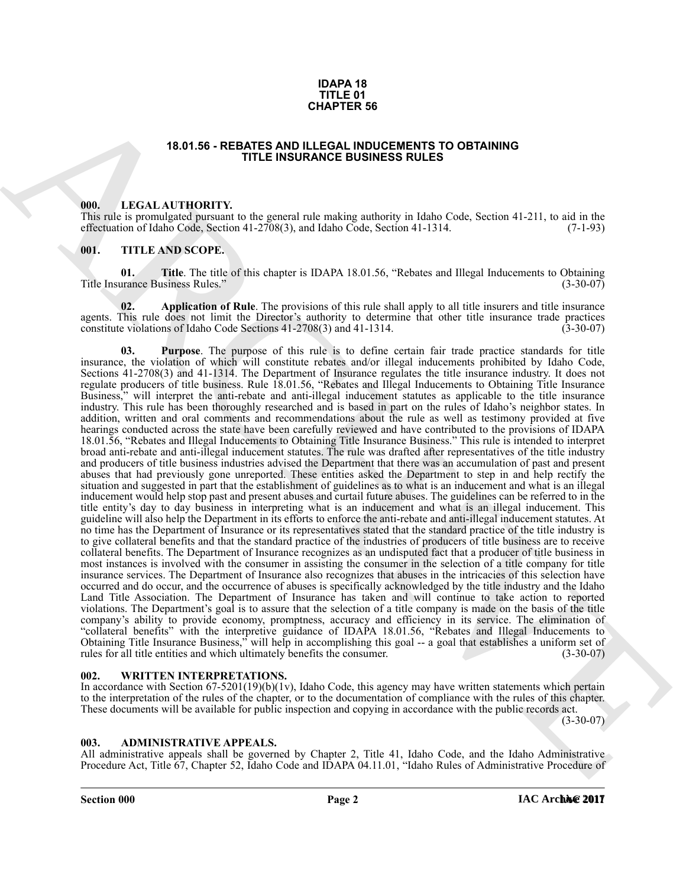**IDAPA 18
TITLE 01
CHAPTER 56**

## 18.01.56 - REBATES AND ILLEGAL INDUCEMENTS TO OBTAINING TITLE INSURANCE BUSINESS RULES

### 000. LEGAL AUTHORITY.

This rule is promulgated pursuant to the general rule making authority in Idaho Code, Section 41-211, to aid in the effectuation of Idaho Code, Section 41-2708(3), and Idaho Code, Section 41-1314. (7-1-93)

### 001. TITLE AND SCOPE.

**01. Title**. The title of this chapter is IDAPA 18.01.56, "Rebates and Illegal Inducements to Obtaining Title Insurance Business Rules." (3-30-07)

**02. Application of Rule**. The provisions of this rule shall apply to all title insurers and title insurance agents. This rule does not limit the Director's authority to determine that other title insurance trade practices constitute violations of Idaho Code Sections 41-2708(3) and 41-1314. (3-30-07)

**03. Purpose**. The purpose of this rule is to define certain fair trade practice standards for title insurance, the violation of which will constitute rebates and/or illegal inducements prohibited by Idaho Code, Sections 41-2708(3) and 41-1314. The Department of Insurance regulates the title insurance industry. It does not regulate producers of title business. Rule 18.01.56, "Rebates and Illegal Inducements to Obtaining Title Insurance Business," will interpret the anti-rebate and anti-illegal inducement statutes as applicable to the title insurance industry. This rule has been thoroughly researched and is based in part on the rules of Idaho's neighbor states. In addition, written and oral comments and recommendations about the rule as well as testimony provided at five hearings conducted across the state have been carefully reviewed and have contributed to the provisions of IDAPA 18.01.56, "Rebates and Illegal Inducements to Obtaining Title Insurance Business." This rule is intended to interpret broad anti-rebate and anti-illegal inducement statutes. The rule was drafted after representatives of the title industry and producers of title business industries advised the Department that there was an accumulation of past and present abuses that had previously gone unreported. These entities asked the Department to step in and help rectify the situation and suggested in part that the establishment of guidelines as to what is an inducement and what is an illegal inducement would help stop past and present abuses and curtail future abuses. The guidelines can be referred to in the title entity's day to day business in interpreting what is an inducement and what is an illegal inducement. This guideline will also help the Department in its efforts to enforce the anti-rebate and anti-illegal inducement statutes. At no time has the Department of Insurance or its representatives stated that the standard practice of the title industry is to give collateral benefits and that the standard practice of the industries of producers of title business are to receive collateral benefits. The Department of Insurance recognizes as an undisputed fact that a producer of title business in most instances is involved with the consumer in assisting the consumer in the selection of a title company for title insurance services. The Department of Insurance also recognizes that abuses in the intricacies of this selection have occurred and do occur, and the occurrence of abuses is specifically acknowledged by the title industry and the Idaho Land Title Association. The Department of Insurance has taken and will continue to take action to reported violations. The Department's goal is to assure that the selection of a title company is made on the basis of the title company's ability to provide economy, promptness, accuracy and efficiency in its service. The elimination of "collateral benefits" with the interpretive guidance of IDAPA 18.01.56, "Rebates and Illegal Inducements to Obtaining Title Insurance Business," will help in accomplishing this goal -- a goal that establishes a uniform set of rules for all title entities and which ultimately benefits the consumer. (3-30-07)

### 002. WRITTEN INTERPRETATIONS.

In accordance with Section 67-5201(19)(b)(1v), Idaho Code, this agency may have written statements which pertain to the interpretation of the rules of the chapter, or to the documentation of compliance with the rules of this chapter. These documents will be available for public inspection and copying in accordance with the public records act. (3-30-07)

### 003. ADMINISTRATIVE APPEALS.

All administrative appeals shall be governed by Chapter 2, Title 41, Idaho Code, and the Idaho Administrative Procedure Act, Title 67, Chapter 52, Idaho Code and IDAPA 04.11.01, "Idaho Rules of Administrative Procedure of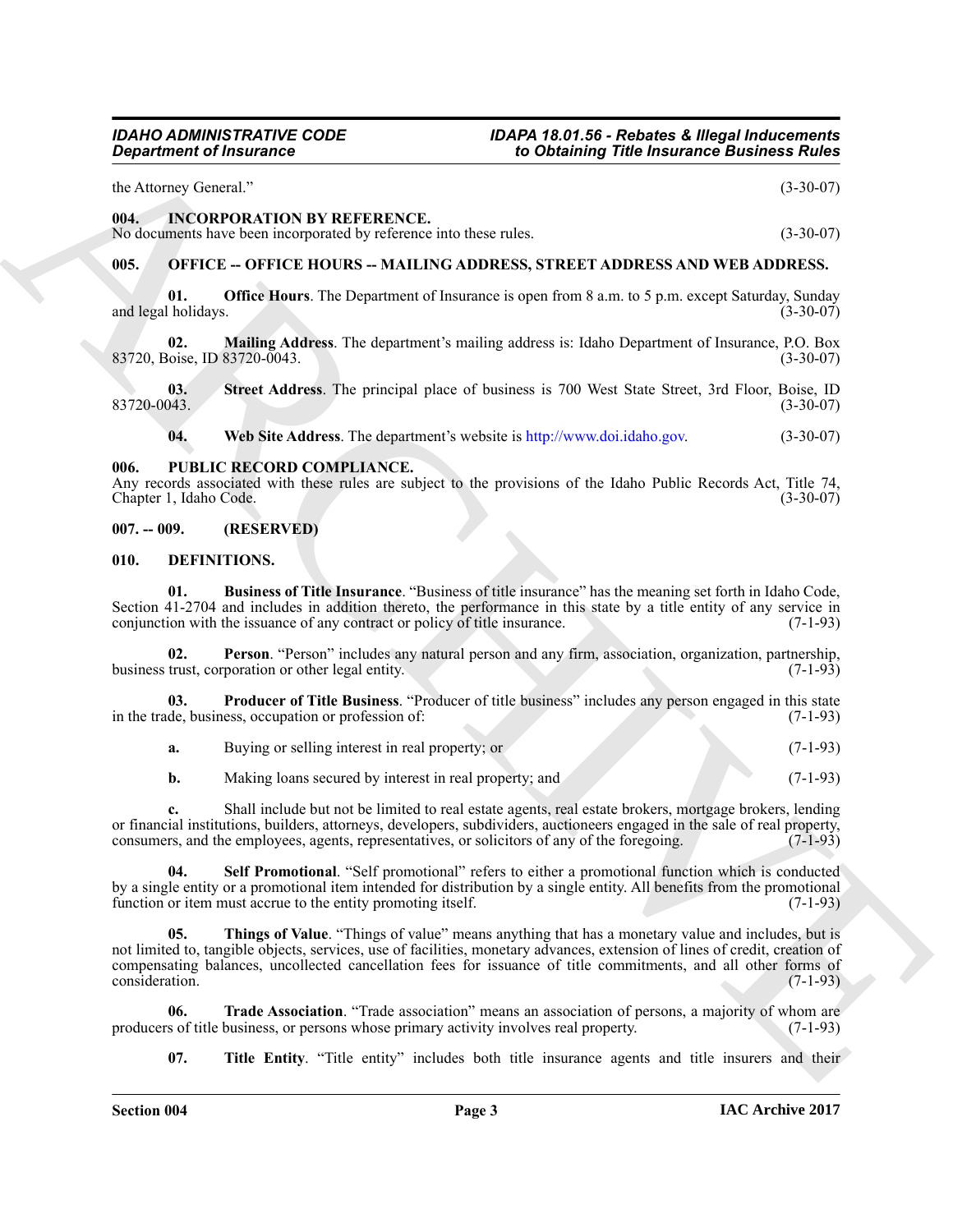the Attorney General." (3-30-07)

**004. INCORPORATION BY REFERENCE.**

No documents have been incorporated by reference into these rules. (3-30-07)

**005. OFFICE -- OFFICE HOURS -- MAILING ADDRESS, STREET ADDRESS AND WEB ADDRESS.**

**01. Office Hours**. The Department of Insurance is open from 8 a.m. to 5 p.m. except Saturday, Sunday and legal holidays. (3-30-07)

**02. Mailing Address**. The department's mailing address is: Idaho Department of Insurance, P.O. Box 83720, Boise, ID 83720-0043. (3-30-07)

**03. Street Address**. The principal place of business is 700 West State Street, 3rd Floor, Boise, ID 83720-0043. (3-30-07)

**04. Web Site Address**. The department's website is http://www.doi.idaho.gov. (3-30-07)

**006. PUBLIC RECORD COMPLIANCE.**

Any records associated with these rules are subject to the provisions of the Idaho Public Records Act, Title 74, Chapter 1, Idaho Code. (3-30-07)

**007. -- 009. (RESERVED)**

**010. DEFINITIONS.**

**01. Business of Title Insurance**. "Business of title insurance" has the meaning set forth in Idaho Code, Section 41-2704 and includes in addition thereto, the performance in this state by a title entity of any service in conjunction with the issuance of any contract or policy of title insurance. (7-1-93)

**02. Person**. "Person" includes any natural person and any firm, association, organization, partnership, business trust, corporation or other legal entity. (7-1-93)

**03. Producer of Title Business**. "Producer of title business" includes any person engaged in this state in the trade, business, occupation or profession of: (7-1-93)

**a.** Buying or selling interest in real property; or (7-1-93)

**b.** Making loans secured by interest in real property; and (7-1-93)

**c.** Shall include but not be limited to real estate agents, real estate brokers, mortgage brokers, lending or financial institutions, builders, attorneys, developers, subdividers, auctioneers engaged in the sale of real property, consumers, and the employees, agents, representatives, or solicitors of any of the foregoing. (7-1-93)

**04. Self Promotional**. "Self promotional" refers to either a promotional function which is conducted by a single entity or a promotional item intended for distribution by a single entity. All benefits from the promotional function or item must accrue to the entity promoting itself. (7-1-93)

**05. Things of Value**. "Things of value" means anything that has a monetary value and includes, but is not limited to, tangible objects, services, use of facilities, monetary advances, extension of lines of credit, creation of compensating balances, uncollected cancellation fees for issuance of title commitments, and all other forms of consideration. (7-1-93)

**06. Trade Association**. "Trade association" means an association of persons, a majority of whom are producers of title business, or persons whose primary activity involves real property. (7-1-93)

**07. Title Entity**. "Title entity" includes both title insurance agents and title insurers and their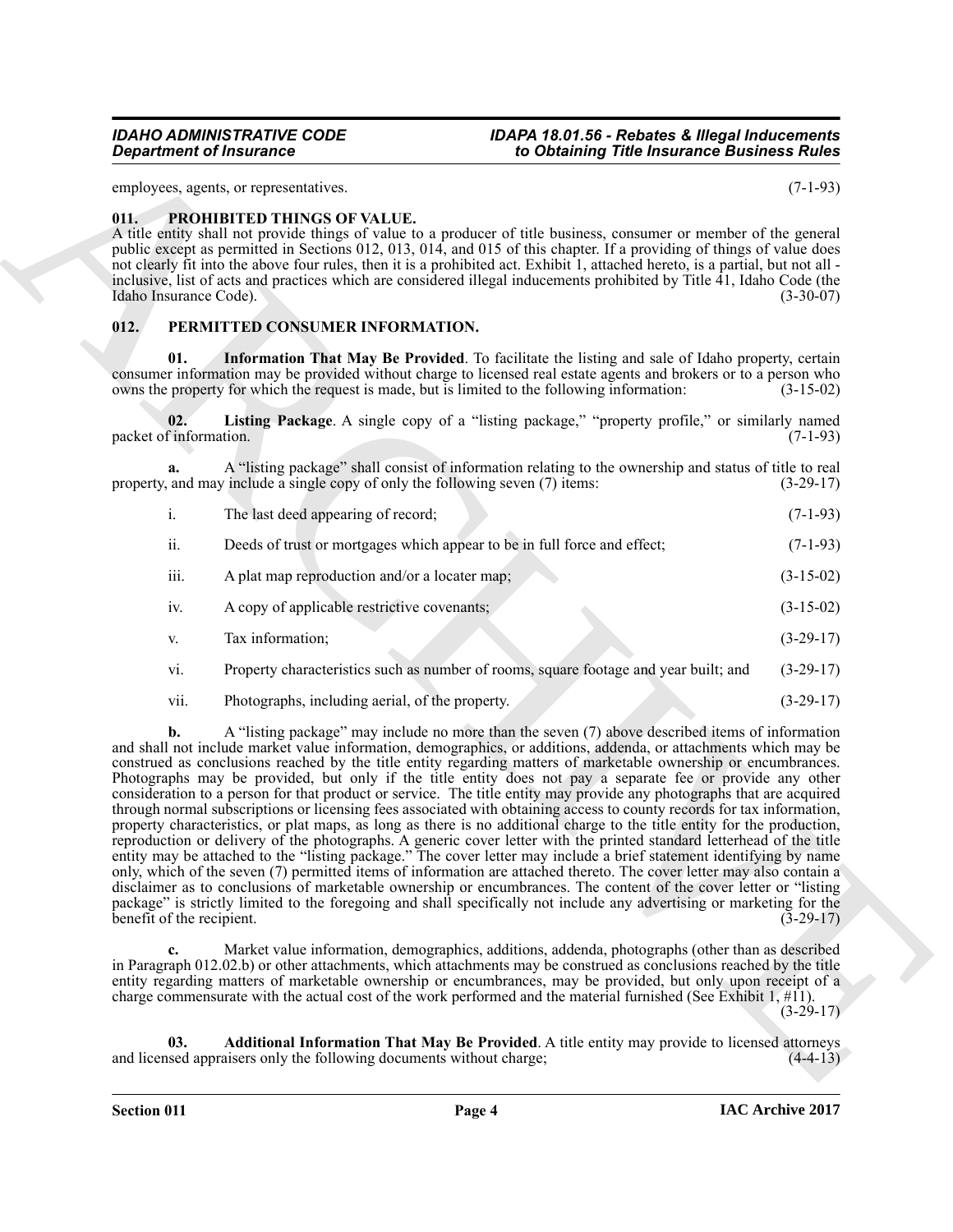employees, agents, or representatives. (7-1-93)

## 011. PROHIBITED THINGS OF VALUE.

A title entity shall not provide things of value to a producer of title business, consumer or member of the general public except as permitted in Sections 012, 013, 014, and 015 of this chapter. If a providing of things of value does not clearly fit into the above four rules, then it is a prohibited act. Exhibit 1, attached hereto, is a partial, but not all - inclusive, list of acts and practices which are considered illegal inducements prohibited by Title 41, Idaho Code (the Idaho Insurance Code). (3-30-07)

## 012. PERMITTED CONSUMER INFORMATION.

**01. Information That May Be Provided**. To facilitate the listing and sale of Idaho property, certain consumer information may be provided without charge to licensed real estate agents and brokers or to a person who owns the property for which the request is made, but is limited to the following information: (3-15-02)

**02. Listing Package**. A single copy of a "listing package," "property profile," or similarly named packet of information. (7-1-93)

**a.** A "listing package" shall consist of information relating to the ownership and status of title to real property, and may include a single copy of only the following seven (7) items: (3-29-17)

i. The last deed appearing of record; (7-1-93)

ii. Deeds of trust or mortgages which appear to be in full force and effect; (7-1-93)

iii. A plat map reproduction and/or a locater map; (3-15-02)

iv. A copy of applicable restrictive covenants; (3-15-02)

v. Tax information; (3-29-17)

vi. Property characteristics such as number of rooms, square footage and year built; and (3-29-17)

vii. Photographs, including aerial, of the property. (3-29-17)

**b.** A "listing package" may include no more than the seven (7) above described items of information and shall not include market value information, demographics, or additions, addenda, or attachments which may be construed as conclusions reached by the title entity regarding matters of marketable ownership or encumbrances. Photographs may be provided, but only if the title entity does not pay a separate fee or provide any other consideration to a person for that product or service. The title entity may provide any photographs that are acquired through normal subscriptions or licensing fees associated with obtaining access to county records for tax information, property characteristics, or plat maps, as long as there is no additional charge to the title entity for the production, reproduction or delivery of the photographs. A generic cover letter with the printed standard letterhead of the title entity may be attached to the "listing package." The cover letter may include a brief statement identifying by name only, which of the seven (7) permitted items of information are attached thereto. The cover letter may also contain a disclaimer as to conclusions of marketable ownership or encumbrances. The content of the cover letter or "listing package" is strictly limited to the foregoing and shall specifically not include any advertising or marketing for the benefit of the recipient. (3-29-17)

**c.** Market value information, demographics, additions, addenda, photographs (other than as described in Paragraph 012.02.b) or other attachments, which attachments may be construed as conclusions reached by the title entity regarding matters of marketable ownership or encumbrances, may be provided, but only upon receipt of a charge commensurate with the actual cost of the work performed and the material furnished (See Exhibit 1, #11). (3-29-17)

**03. Additional Information That May Be Provided**. A title entity may provide to licensed attorneys and licensed appraisers only the following documents without charge; (4-4-13)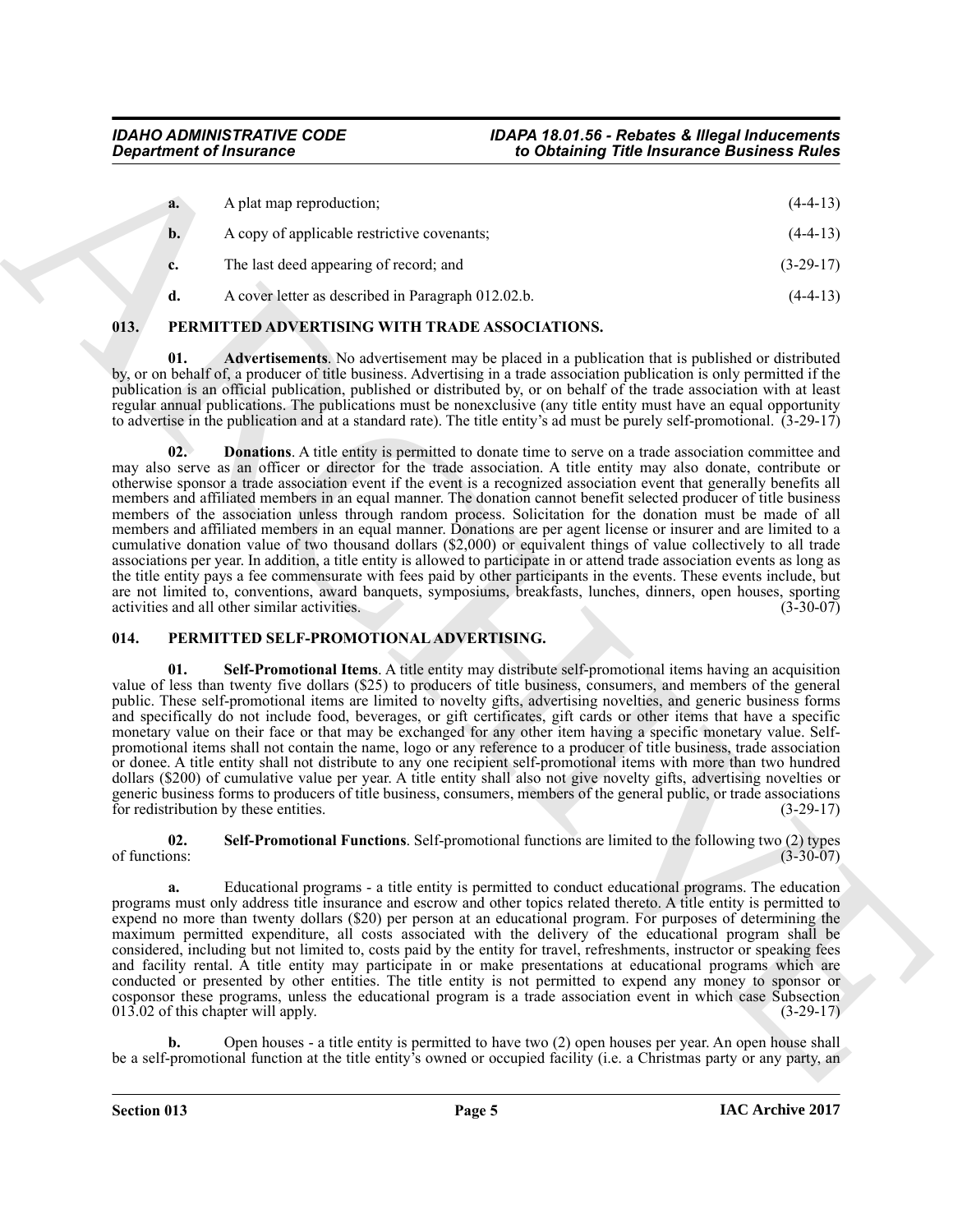**a.** A plat map reproduction; (4-4-13)

**b.** A copy of applicable restrictive covenants; (4-4-13)

**c.** The last deed appearing of record; and (3-29-17)

**d.** A cover letter as described in Paragraph 012.02.b. (4-4-13)

## 013. PERMITTED ADVERTISING WITH TRADE ASSOCIATIONS.

**01. Advertisements**. No advertisement may be placed in a publication that is published or distributed by, or on behalf of, a producer of title business. Advertising in a trade association publication is only permitted if the publication is an official publication, published or distributed by, or on behalf of the trade association with at least regular annual publications. The publications must be nonexclusive (any title entity must have an equal opportunity to advertise in the publication and at a standard rate). The title entity's ad must be purely self-promotional. (3-29-17)

**02. Donations**. A title entity is permitted to donate time to serve on a trade association committee and may also serve as an officer or director for the trade association. A title entity may also donate, contribute or otherwise sponsor a trade association event if the event is a recognized association event that generally benefits all members and affiliated members in an equal manner. The donation cannot benefit selected producer of title business members of the association unless through random process. Solicitation for the donation must be made of all members and affiliated members in an equal manner. Donations are per agent license or insurer and are limited to a cumulative donation value of two thousand dollars ($2,000) or equivalent things of value collectively to all trade associations per year. In addition, a title entity is allowed to participate in or attend trade association events as long as the title entity pays a fee commensurate with fees paid by other participants in the events. These events include, but are not limited to, conventions, award banquets, symposiums, breakfasts, lunches, dinners, open houses, sporting activities and all other similar activities. (3-30-07)

## 014. PERMITTED SELF-PROMOTIONAL ADVERTISING.

**01. Self-Promotional Items**. A title entity may distribute self-promotional items having an acquisition value of less than twenty five dollars ($25) to producers of title business, consumers, and members of the general public. These self-promotional items are limited to novelty gifts, advertising novelties, and generic business forms and specifically do not include food, beverages, or gift certificates, gift cards or other items that have a specific monetary value on their face or that may be exchanged for any other item having a specific monetary value. Self-promotional items shall not contain the name, logo or any reference to a producer of title business, trade association or donee. A title entity shall not distribute to any one recipient self-promotional items with more than two hundred dollars ($200) of cumulative value per year. A title entity shall also not give novelty gifts, advertising novelties or generic business forms to producers of title business, consumers, members of the general public, or trade associations for redistribution by these entities. (3-29-17)

**02. Self-Promotional Functions**. Self-promotional functions are limited to the following two (2) types of functions: (3-30-07)

**a.** Educational programs - a title entity is permitted to conduct educational programs. The education programs must only address title insurance and escrow and other topics related thereto. A title entity is permitted to expend no more than twenty dollars ($20) per person at an educational program. For purposes of determining the maximum permitted expenditure, all costs associated with the delivery of the educational program shall be considered, including but not limited to, costs paid by the entity for travel, refreshments, instructor or speaking fees and facility rental. A title entity may participate in or make presentations at educational programs which are conducted or presented by other entities. The title entity is not permitted to expend any money to sponsor or cosponsor these programs, unless the educational program is a trade association event in which case Subsection 013.02 of this chapter will apply. (3-29-17)

**b.** Open houses - a title entity is permitted to have two (2) open houses per year. An open house shall be a self-promotional function at the title entity's owned or occupied facility (i.e. a Christmas party or any party, an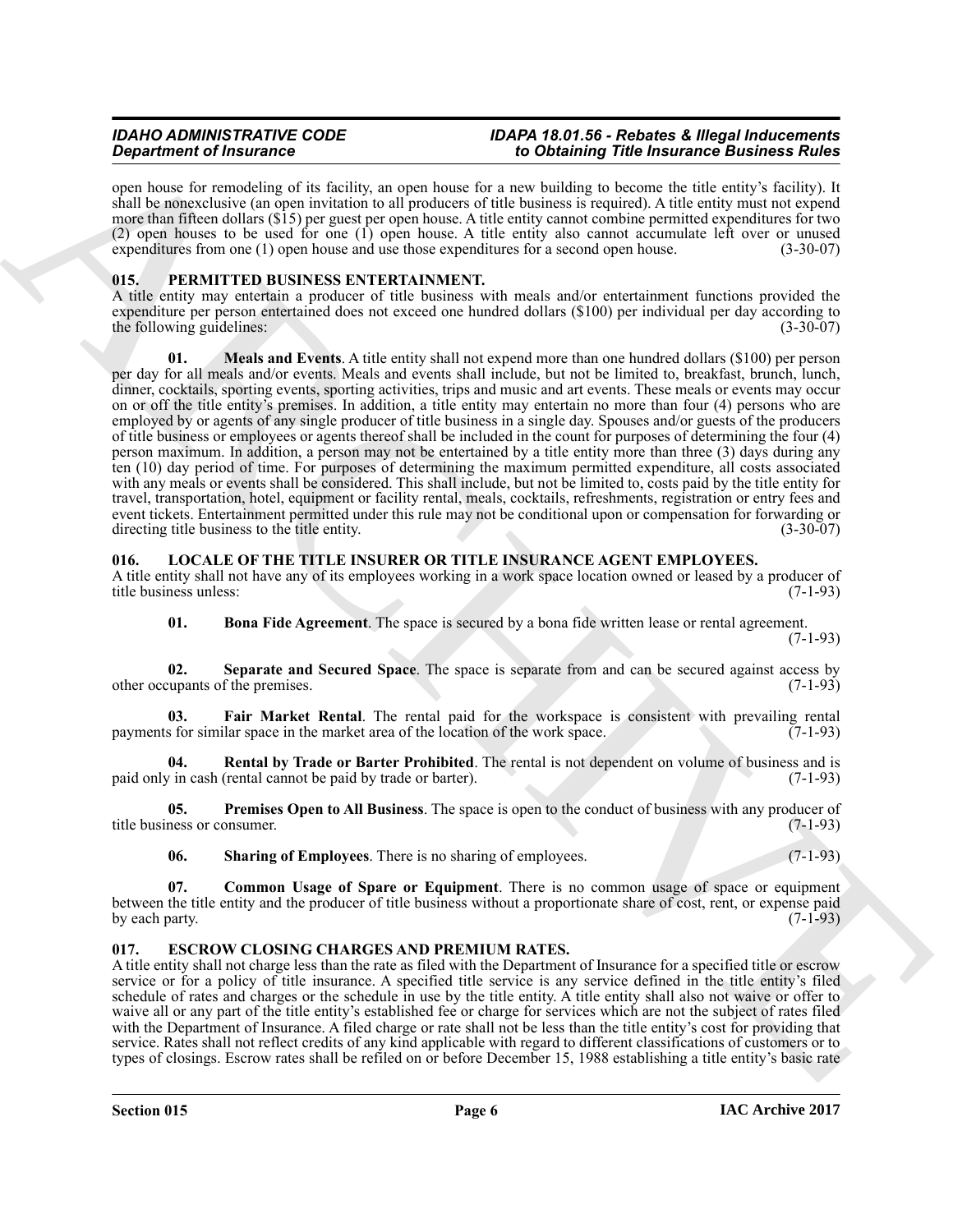open house for remodeling of its facility, an open house for a new building to become the title entity's facility). It shall be nonexclusive (an open invitation to all producers of title business is required). A title entity must not expend more than fifteen dollars ($15) per guest per open house. A title entity cannot combine permitted expenditures for two (2) open houses to be used for one (1) open house. A title entity also cannot accumulate left over or unused expenditures from one (1) open house and use those expenditures for a second open house. (3-30-07)

### 015. PERMITTED BUSINESS ENTERTAINMENT.

A title entity may entertain a producer of title business with meals and/or entertainment functions provided the expenditure per person entertained does not exceed one hundred dollars ($100) per individual per day according to the following guidelines: (3-30-07)

**01. Meals and Events**. A title entity shall not expend more than one hundred dollars ($100) per person per day for all meals and/or events. Meals and events shall include, but not be limited to, breakfast, brunch, lunch, dinner, cocktails, sporting events, sporting activities, trips and music and art events. These meals or events may occur on or off the title entity's premises. In addition, a title entity may entertain no more than four (4) persons who are employed by or agents of any single producer of title business in a single day. Spouses and/or guests of the producers of title business or employees or agents thereof shall be included in the count for purposes of determining the four (4) person maximum. In addition, a person may not be entertained by a title entity more than three (3) days during any ten (10) day period of time. For purposes of determining the maximum permitted expenditure, all costs associated with any meals or events shall be considered. This shall include, but not be limited to, costs paid by the title entity for travel, transportation, hotel, equipment or facility rental, meals, cocktails, refreshments, registration or entry fees and event tickets. Entertainment permitted under this rule may not be conditional upon or compensation for forwarding or directing title business to the title entity. (3-30-07)

### 016. LOCALE OF THE TITLE INSURER OR TITLE INSURANCE AGENT EMPLOYEES.

A title entity shall not have any of its employees working in a work space location owned or leased by a producer of title business unless: (7-1-93)

**01. Bona Fide Agreement**. The space is secured by a bona fide written lease or rental agreement. (7-1-93)

**02. Separate and Secured Space**. The space is separate from and can be secured against access by other occupants of the premises. (7-1-93)

**03. Fair Market Rental**. The rental paid for the workspace is consistent with prevailing rental payments for similar space in the market area of the location of the work space. (7-1-93)

**04. Rental by Trade or Barter Prohibited**. The rental is not dependent on volume of business and is paid only in cash (rental cannot be paid by trade or barter). (7-1-93)

**05. Premises Open to All Business**. The space is open to the conduct of business with any producer of title business or consumer. (7-1-93)

**06. Sharing of Employees**. There is no sharing of employees. (7-1-93)

**07. Common Usage of Spare or Equipment**. There is no common usage of space or equipment between the title entity and the producer of title business without a proportionate share of cost, rent, or expense paid by each party. (7-1-93)

### 017. ESCROW CLOSING CHARGES AND PREMIUM RATES.

A title entity shall not charge less than the rate as filed with the Department of Insurance for a specified title or escrow service or for a policy of title insurance. A specified title service is any service defined in the title entity's filed schedule of rates and charges or the schedule in use by the title entity. A title entity shall also not waive or offer to waive all or any part of the title entity's established fee or charge for services which are not the subject of rates filed with the Department of Insurance. A filed charge or rate shall not be less than the title entity's cost for providing that service. Rates shall not reflect credits of any kind applicable with regard to different classifications of customers or to types of closings. Escrow rates shall be refiled on or before December 15, 1988 establishing a title entity's basic rate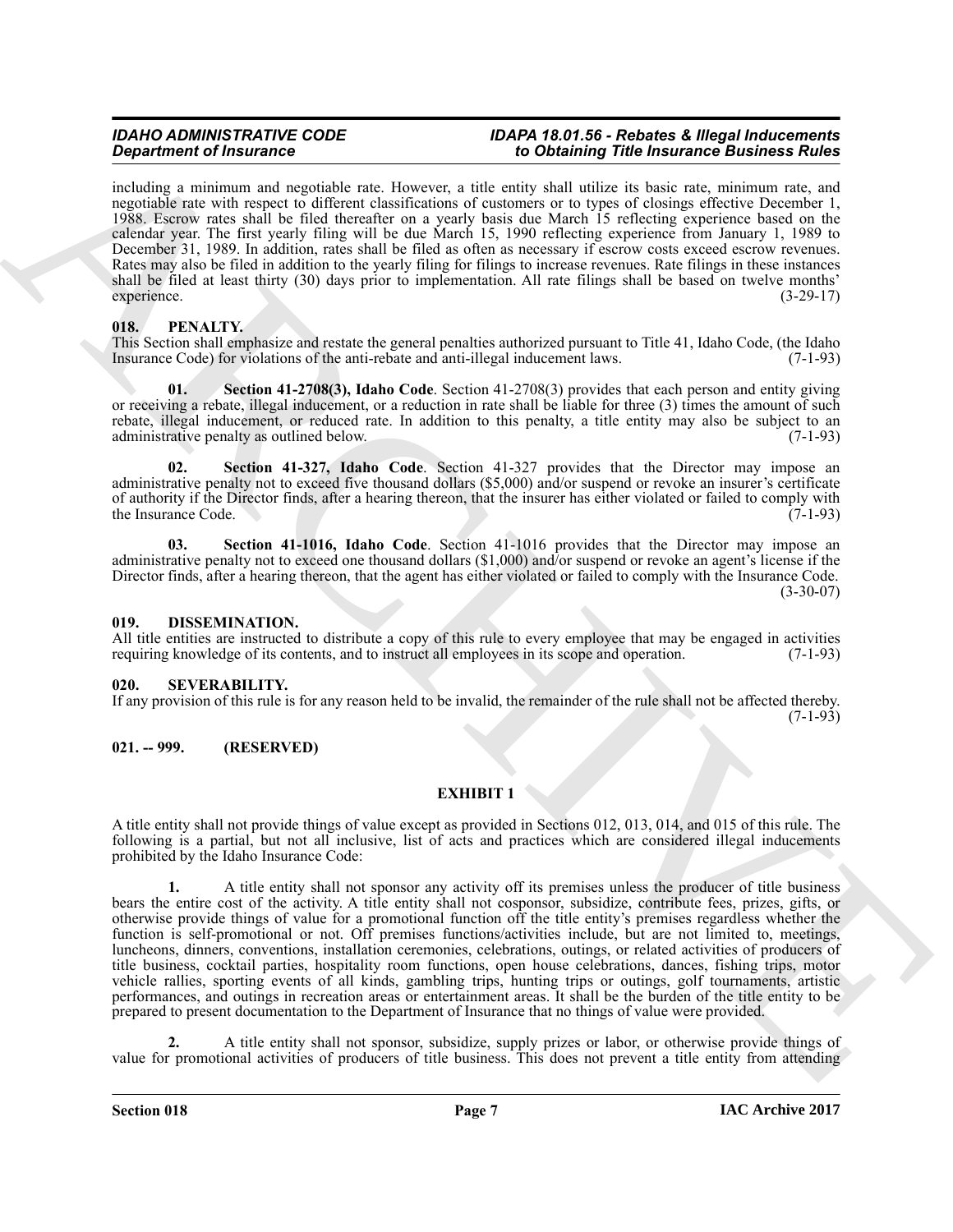including a minimum and negotiable rate. However, a title entity shall utilize its basic rate, minimum rate, and negotiable rate with respect to different classifications of customers or to types of closings effective December 1, 1988. Escrow rates shall be filed thereafter on a yearly basis due March 15 reflecting experience based on the calendar year. The first yearly filing will be due March 15, 1990 reflecting experience from January 1, 1989 to December 31, 1989. In addition, rates shall be filed as often as necessary if escrow costs exceed escrow revenues. Rates may also be filed in addition to the yearly filing for filings to increase revenues. Rate filings in these instances shall be filed at least thirty (30) days prior to implementation. All rate filings shall be based on twelve months' experience. (3-29-17)

## 018. PENALTY.

This Section shall emphasize and restate the general penalties authorized pursuant to Title 41, Idaho Code, (the Idaho Insurance Code) for violations of the anti-rebate and anti-illegal inducement laws. (7-1-93)

**01. Section 41-2708(3), Idaho Code**. Section 41-2708(3) provides that each person and entity giving or receiving a rebate, illegal inducement, or a reduction in rate shall be liable for three (3) times the amount of such rebate, illegal inducement, or reduced rate. In addition to this penalty, a title entity may also be subject to an administrative penalty as outlined below. (7-1-93)

**02. Section 41-327, Idaho Code**. Section 41-327 provides that the Director may impose an administrative penalty not to exceed five thousand dollars ($5,000) and/or suspend or revoke an insurer's certificate of authority if the Director finds, after a hearing thereon, that the insurer has either violated or failed to comply with the Insurance Code. (7-1-93)

**03. Section 41-1016, Idaho Code**. Section 41-1016 provides that the Director may impose an administrative penalty not to exceed one thousand dollars ($1,000) and/or suspend or revoke an agent's license if the Director finds, after a hearing thereon, that the agent has either violated or failed to comply with the Insurance Code. (3-30-07)

## 019. DISSEMINATION.

All title entities are instructed to distribute a copy of this rule to every employee that may be engaged in activities requiring knowledge of its contents, and to instruct all employees in its scope and operation. (7-1-93)

## 020. SEVERABILITY.

If any provision of this rule is for any reason held to be invalid, the remainder of the rule shall not be affected thereby. (7-1-93)

## 021. -- 999. (RESERVED)

## EXHIBIT 1

A title entity shall not provide things of value except as provided in Sections 012, 013, 014, and 015 of this rule. The following is a partial, but not all inclusive, list of acts and practices which are considered illegal inducements prohibited by the Idaho Insurance Code:

**1.** A title entity shall not sponsor any activity off its premises unless the producer of title business bears the entire cost of the activity. A title entity shall not cosponsor, subsidize, contribute fees, prizes, gifts, or otherwise provide things of value for a promotional function off the title entity's premises regardless whether the function is self-promotional or not. Off premises functions/activities include, but are not limited to, meetings, luncheons, dinners, conventions, installation ceremonies, celebrations, outings, or related activities of producers of title business, cocktail parties, hospitality room functions, open house celebrations, dances, fishing trips, motor vehicle rallies, sporting events of all kinds, gambling trips, hunting trips or outings, golf tournaments, artistic performances, and outings in recreation areas or entertainment areas. It shall be the burden of the title entity to be prepared to present documentation to the Department of Insurance that no things of value were provided.

**2.** A title entity shall not sponsor, subsidize, supply prizes or labor, or otherwise provide things of value for promotional activities of producers of title business. This does not prevent a title entity from attending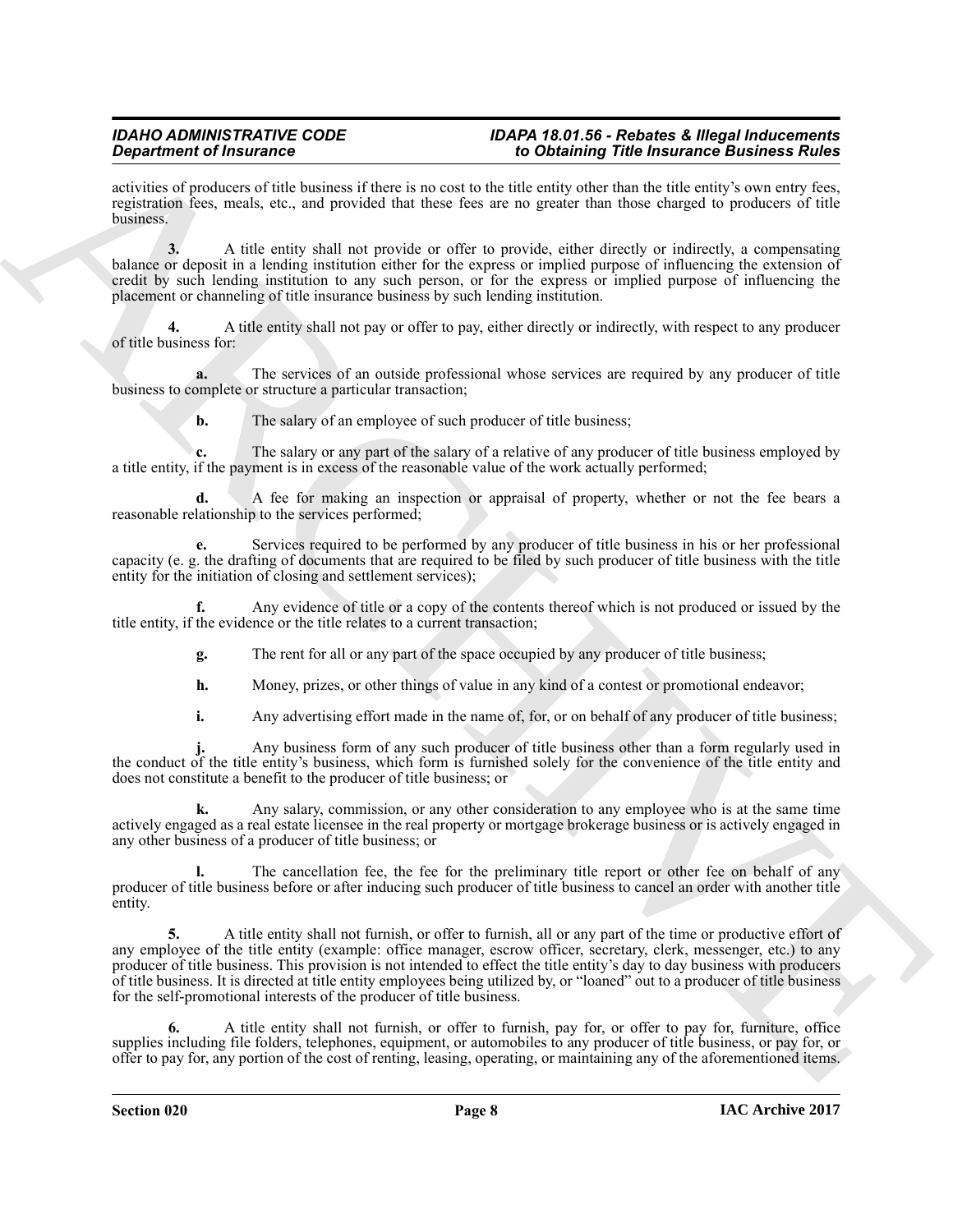activities of producers of title business if there is no cost to the title entity other than the title entity's own entry fees, registration fees, meals, etc., and provided that these fees are no greater than those charged to producers of title business.

**3.** A title entity shall not provide or offer to provide, either directly or indirectly, a compensating balance or deposit in a lending institution either for the express or implied purpose of influencing the extension of credit by such lending institution to any such person, or for the express or implied purpose of influencing the placement or channeling of title insurance business by such lending institution.

**4.** A title entity shall not pay or offer to pay, either directly or indirectly, with respect to any producer of title business for:

**a.** The services of an outside professional whose services are required by any producer of title business to complete or structure a particular transaction;

**b.** The salary of an employee of such producer of title business;

**c.** The salary or any part of the salary of a relative of any producer of title business employed by a title entity, if the payment is in excess of the reasonable value of the work actually performed;

**d.** A fee for making an inspection or appraisal of property, whether or not the fee bears a reasonable relationship to the services performed;

**e.** Services required to be performed by any producer of title business in his or her professional capacity (e. g. the drafting of documents that are required to be filed by such producer of title business with the title entity for the initiation of closing and settlement services);

**f.** Any evidence of title or a copy of the contents thereof which is not produced or issued by the title entity, if the evidence or the title relates to a current transaction;

**g.** The rent for all or any part of the space occupied by any producer of title business;

**h.** Money, prizes, or other things of value in any kind of a contest or promotional endeavor;

**i.** Any advertising effort made in the name of, for, or on behalf of any producer of title business;

**j.** Any business form of any such producer of title business other than a form regularly used in the conduct of the title entity's business, which form is furnished solely for the convenience of the title entity and does not constitute a benefit to the producer of title business; or

**k.** Any salary, commission, or any other consideration to any employee who is at the same time actively engaged as a real estate licensee in the real property or mortgage brokerage business or is actively engaged in any other business of a producer of title business; or

**l.** The cancellation fee, the fee for the preliminary title report or other fee on behalf of any producer of title business before or after inducing such producer of title business to cancel an order with another title entity.

**5.** A title entity shall not furnish, or offer to furnish, all or any part of the time or productive effort of any employee of the title entity (example: office manager, escrow officer, secretary, clerk, messenger, etc.) to any producer of title business. This provision is not intended to effect the title entity's day to day business with producers of title business. It is directed at title entity employees being utilized by, or "loaned" out to a producer of title business for the self-promotional interests of the producer of title business.

**6.** A title entity shall not furnish, or offer to furnish, pay for, or offer to pay for, furniture, office supplies including file folders, telephones, equipment, or automobiles to any producer of title business, or pay for, or offer to pay for, any portion of the cost of renting, leasing, operating, or maintaining any of the aforementioned items.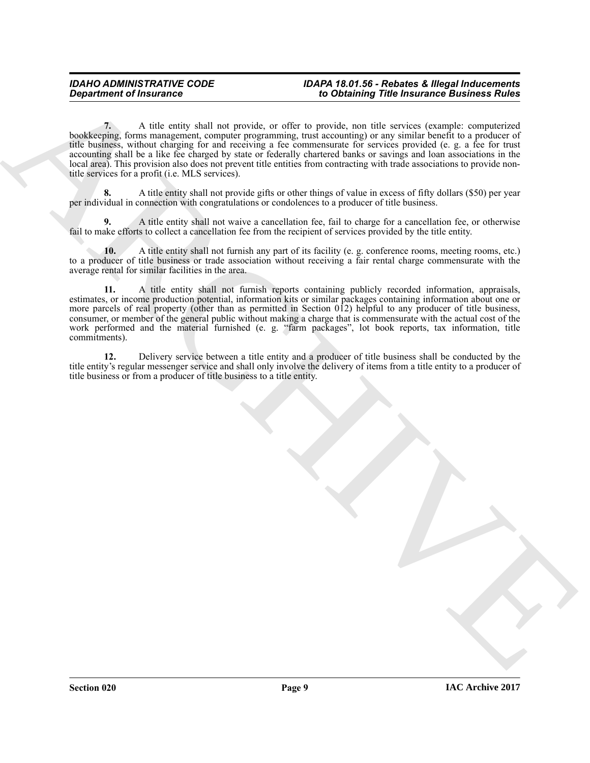**7.** A title entity shall not provide, or offer to provide, non title services (example: computerized bookkeeping, forms management, computer programming, trust accounting) or any similar benefit to a producer of title business, without charging for and receiving a fee commensurate for services provided (e. g. a fee for trust accounting shall be a like fee charged by state or federally chartered banks or savings and loan associations in the local area). This provision also does not prevent title entities from contracting with trade associations to provide non-title services for a profit (i.e. MLS services).

**8.** A title entity shall not provide gifts or other things of value in excess of fifty dollars ($50) per year per individual in connection with congratulations or condolences to a producer of title business.

**9.** A title entity shall not waive a cancellation fee, fail to charge for a cancellation fee, or otherwise fail to make efforts to collect a cancellation fee from the recipient of services provided by the title entity.

**10.** A title entity shall not furnish any part of its facility (e. g. conference rooms, meeting rooms, etc.) to a producer of title business or trade association without receiving a fair rental charge commensurate with the average rental for similar facilities in the area.

**11.** A title entity shall not furnish reports containing publicly recorded information, appraisals, estimates, or income production potential, information kits or similar packages containing information about one or more parcels of real property (other than as permitted in Section 012) helpful to any producer of title business, consumer, or member of the general public without making a charge that is commensurate with the actual cost of the work performed and the material furnished (e. g. "farm packages", lot book reports, tax information, title commitments).

**12.** Delivery service between a title entity and a producer of title business shall be conducted by the title entity's regular messenger service and shall only involve the delivery of items from a title entity to a producer of title business or from a producer of title business to a title entity.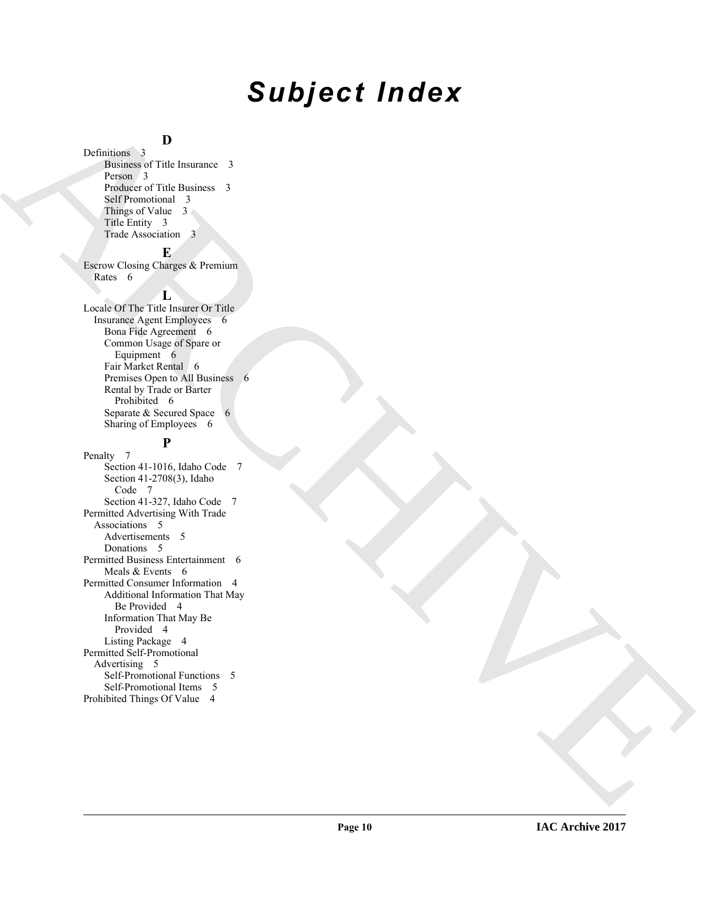# Subject Index

## D

Definitions 3
- Business of Title Insurance 3
- Person 3
- Producer of Title Business 3
- Self Promotional 3
- Things of Value 3
- Title Entity 3
- Trade Association 3

## E

Escrow Closing Charges & Premium Rates 6

## L

Locale Of The Title Insurer Or Title Insurance Agent Employees 6
- Bona Fide Agreement 6
- Common Usage of Spare or Equipment 6
- Fair Market Rental 6
- Premises Open to All Business 6
- Rental by Trade or Barter Prohibited 6
- Separate & Secured Space 6
- Sharing of Employees 6

## P

Penalty 7
- Section 41-1016, Idaho Code 7
- Section 41-2708(3), Idaho Code 7
- Section 41-327, Idaho Code 7

Permitted Advertising With Trade Associations 5
- Advertisements 5
- Donations 5

Permitted Business Entertainment 6
- Meals & Events 6

Permitted Consumer Information 4
- Additional Information That May Be Provided 4
- Information That May Be Provided 4
- Listing Package 4

Permitted Self-Promotional Advertising 5
- Self-Promotional Functions 5
- Self-Promotional Items 5

Prohibited Things Of Value 4